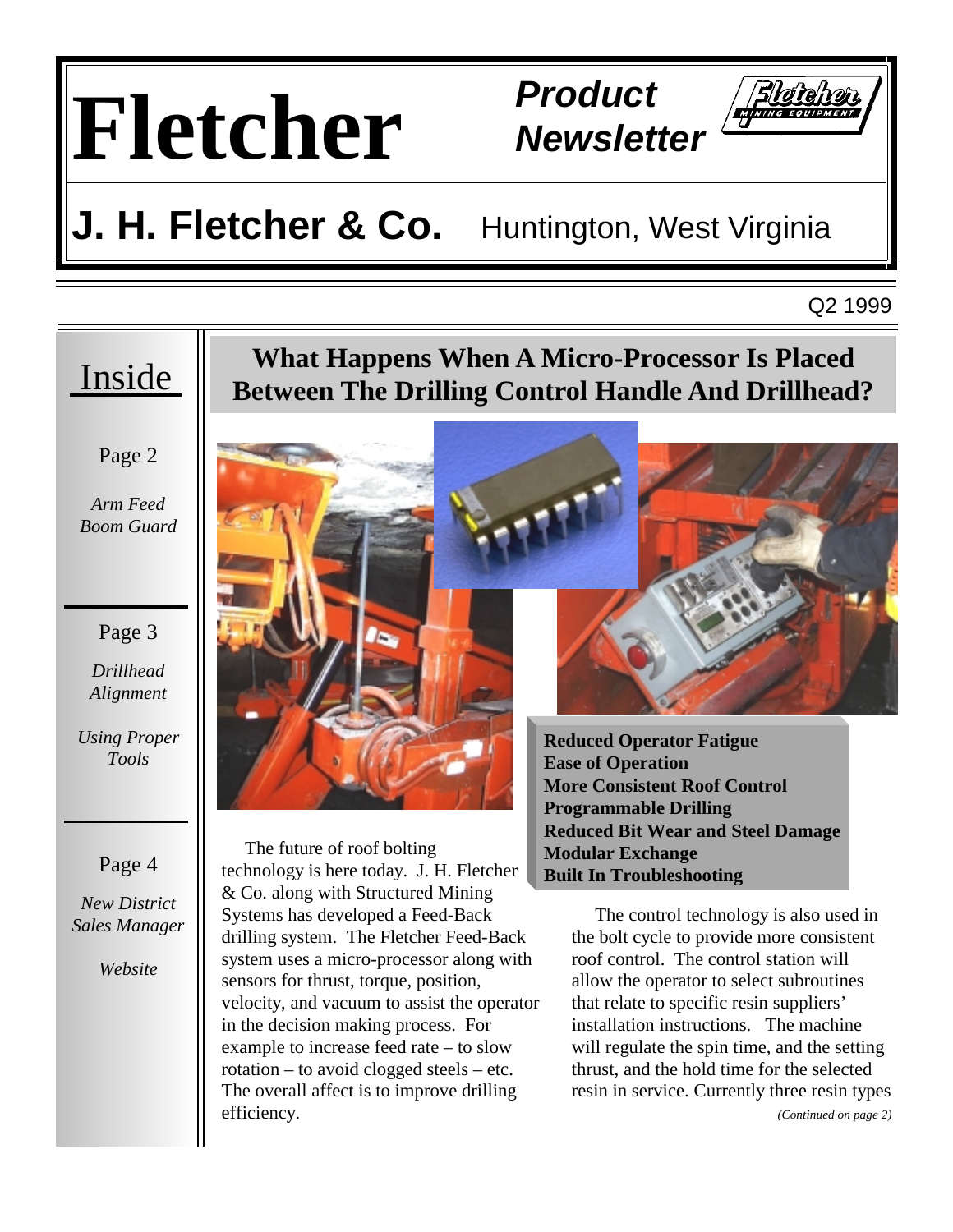# Fletcher

**Product Newsletter**

## J. H. Fletcher & Co. Huntington, West Virginia

Q2 1999

### Inside

Page 2

*Arm Feed*
*Boom Guard*

Page 3

*Drillhead Alignment*

*Using Proper Tools*

Page 4

*New District Sales Manager*

*Website*

## What Happens When A Micro-Processor Is Placed Between The Drilling Control Handle And Drillhead?

**Reduced Operator Fatigue**
**Ease of Operation**
**More Consistent Roof Control**
**Programmable Drilling**
**Reduced Bit Wear and Steel Damage**
**Modular Exchange**
**Built In Troubleshooting**

The future of roof bolting technology is here today. J. H. Fletcher & Co. along with Structured Mining Systems has developed a Feed-Back drilling system. The Fletcher Feed-Back system uses a micro-processor along with sensors for thrust, torque, position, velocity, and vacuum to assist the operator in the decision making process. For example to increase feed rate – to slow rotation – to avoid clogged steels – etc. The overall affect is to improve drilling efficiency.

The control technology is also used in the bolt cycle to provide more consistent roof control. The control station will allow the operator to select subroutines that relate to specific resin suppliers' installation instructions. The machine will regulate the spin time, and the setting thrust, and the hold time for the selected resin in service. Currently three resin types

*(Continued on page 2)*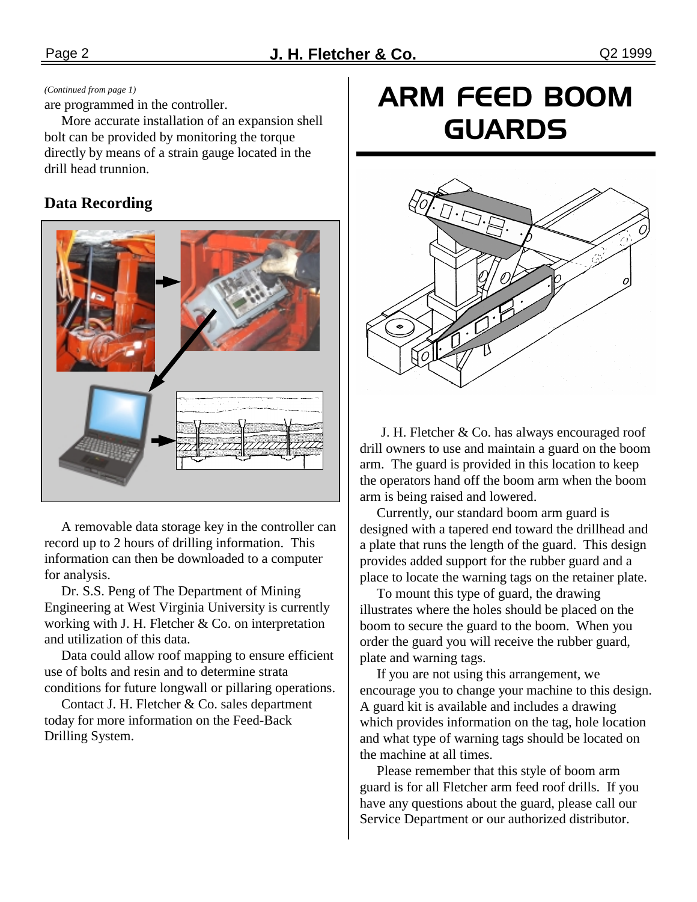*(Continued from page 1)*
are programmed in the controller.

More accurate installation of an expansion shell bolt can be provided by monitoring the torque directly by means of a strain gauge located in the drill head trunnion.

## Data Recording

A removable data storage key in the controller can record up to 2 hours of drilling information. This information can then be downloaded to a computer for analysis.

Dr. S.S. Peng of The Department of Mining Engineering at West Virginia University is currently working with J. H. Fletcher & Co. on interpretation and utilization of this data.

Data could allow roof mapping to ensure efficient use of bolts and resin and to determine strata conditions for future longwall or pillaring operations.

Contact J. H. Fletcher & Co. sales department today for more information on the Feed-Back Drilling System.

# ARM FEED BOOM GUARDS

J. H. Fletcher & Co. has always encouraged roof drill owners to use and maintain a guard on the boom arm. The guard is provided in this location to keep the operators hand off the boom arm when the boom arm is being raised and lowered.

Currently, our standard boom arm guard is designed with a tapered end toward the drillhead and a plate that runs the length of the guard. This design provides added support for the rubber guard and a place to locate the warning tags on the retainer plate.

To mount this type of guard, the drawing illustrates where the holes should be placed on the boom to secure the guard to the boom. When you order the guard you will receive the rubber guard, plate and warning tags.

If you are not using this arrangement, we encourage you to change your machine to this design. A guard kit is available and includes a drawing which provides information on the tag, hole location and what type of warning tags should be located on the machine at all times.

Please remember that this style of boom arm guard is for all Fletcher arm feed roof drills. If you have any questions about the guard, please call our Service Department or our authorized distributor.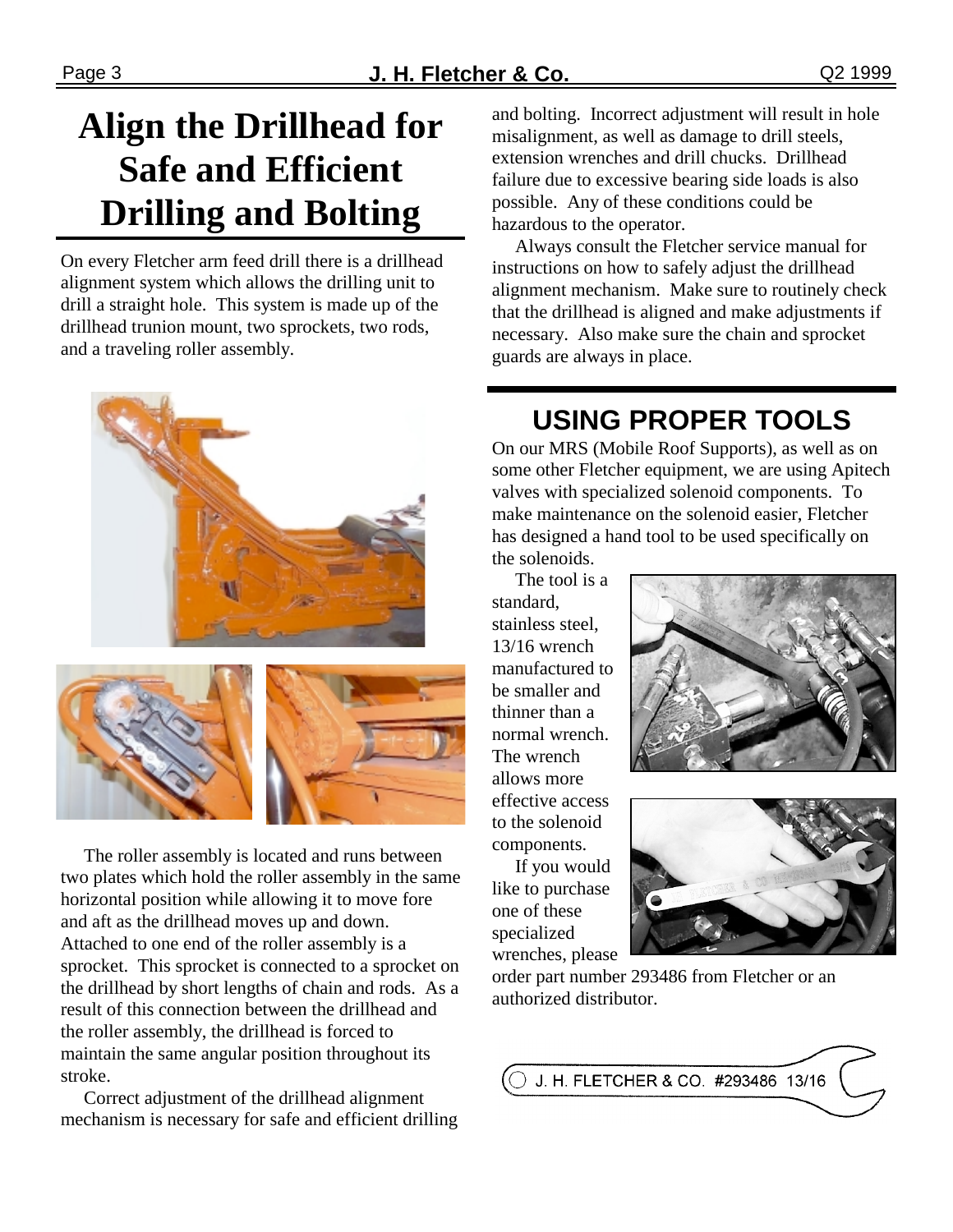# Align the Drillhead for Safe and Efficient Drilling and Bolting

On every Fletcher arm feed drill there is a drillhead alignment system which allows the drilling unit to drill a straight hole. This system is made up of the drillhead trunion mount, two sprockets, two rods, and a traveling roller assembly.

The roller assembly is located and runs between two plates which hold the roller assembly in the same horizontal position while allowing it to move fore and aft as the drillhead moves up and down. Attached to one end of the roller assembly is a sprocket. This sprocket is connected to a sprocket on the drillhead by short lengths of chain and rods. As a result of this connection between the drillhead and the roller assembly, the drillhead is forced to maintain the same angular position throughout its stroke.

Correct adjustment of the drillhead alignment mechanism is necessary for safe and efficient drilling and bolting. Incorrect adjustment will result in hole misalignment, as well as damage to drill steels, extension wrenches and drill chucks. Drillhead failure due to excessive bearing side loads is also possible. Any of these conditions could be hazardous to the operator.

Always consult the Fletcher service manual for instructions on how to safely adjust the drillhead alignment mechanism. Make sure to routinely check that the drillhead is aligned and make adjustments if necessary. Also make sure the chain and sprocket guards are always in place.

## USING PROPER TOOLS

On our MRS (Mobile Roof Supports), as well as on some other Fletcher equipment, we are using Apitech valves with specialized solenoid components. To make maintenance on the solenoid easier, Fletcher has designed a hand tool to be used specifically on the solenoids.

The tool is a standard, stainless steel, 13/16 wrench manufactured to be smaller and thinner than a normal wrench. The wrench allows more effective access to the solenoid components.

If you would like to purchase one of these specialized wrenches, please order part number 293486 from Fletcher or an authorized distributor.

J. H. FLETCHER & CO. #293486 13/16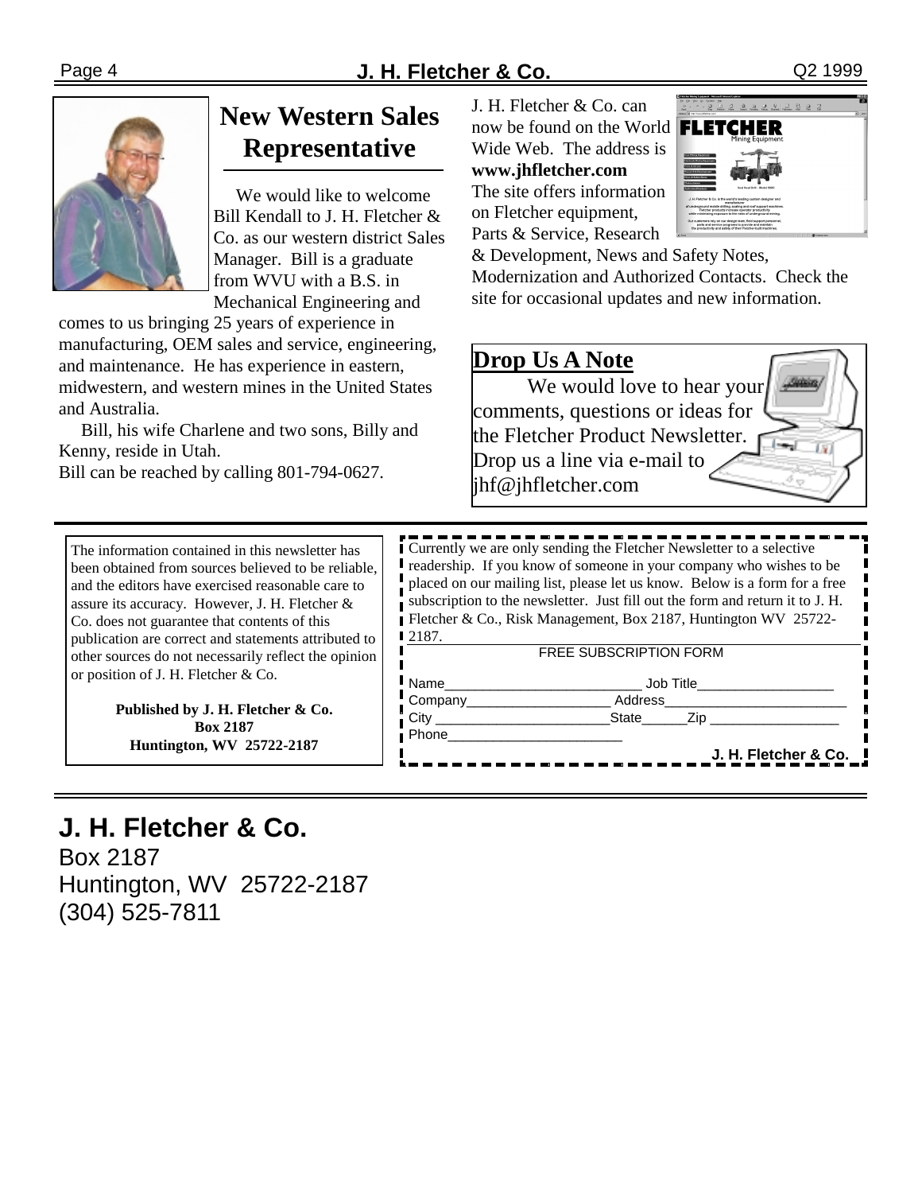## New Western Sales Representative

We would like to welcome Bill Kendall to J. H. Fletcher & Co. as our western district Sales Manager. Bill is a graduate from WVU with a B.S. in Mechanical Engineering and comes to us bringing 25 years of experience in manufacturing, OEM sales and service, engineering, and maintenance. He has experience in eastern, midwestern, and western mines in the United States and Australia.

Bill, his wife Charlene and two sons, Billy and Kenny, reside in Utah.

Bill can be reached by calling 801-794-0627.

J. H. Fletcher & Co. can now be found on the World Wide Web. The address is **www.jhfletcher.com** The site offers information on Fletcher equipment, Parts & Service, Research & Development, News and Safety Notes, Modernization and Authorized Contacts. Check the site for occasional updates and new information.

## Drop Us A Note

We would love to hear your comments, questions or ideas for the Fletcher Product Newsletter. Drop us a line via e-mail to jhf@jhfletcher.com

The information contained in this newsletter has been obtained from sources believed to be reliable, and the editors have exercised reasonable care to assure its accuracy. However, J. H. Fletcher & Co. does not guarantee that contents of this publication are correct and statements attributed to other sources do not necessarily reflect the opinion or position of J. H. Fletcher & Co.

**Published by J. H. Fletcher & Co.**
**Box 2187**
**Huntington, WV 25722-2187**

Currently we are only sending the Fletcher Newsletter to a selective readership. If you know of someone in your company who wishes to be placed on our mailing list, please let us know. Below is a form for a free subscription to the newsletter. Just fill out the form and return it to J. H. Fletcher & Co., Risk Management, Box 2187, Huntington WV 25722-2187.

FREE SUBSCRIPTION FORM

Name__________________________ Job Title___________________
Company___________________ Address_________________________
City ________________________State______Zip __________________
Phone________________________

**J. H. Fletcher & Co.**

# J. H. Fletcher & Co.

Box 2187
Huntington, WV 25722-2187
(304) 525-7811